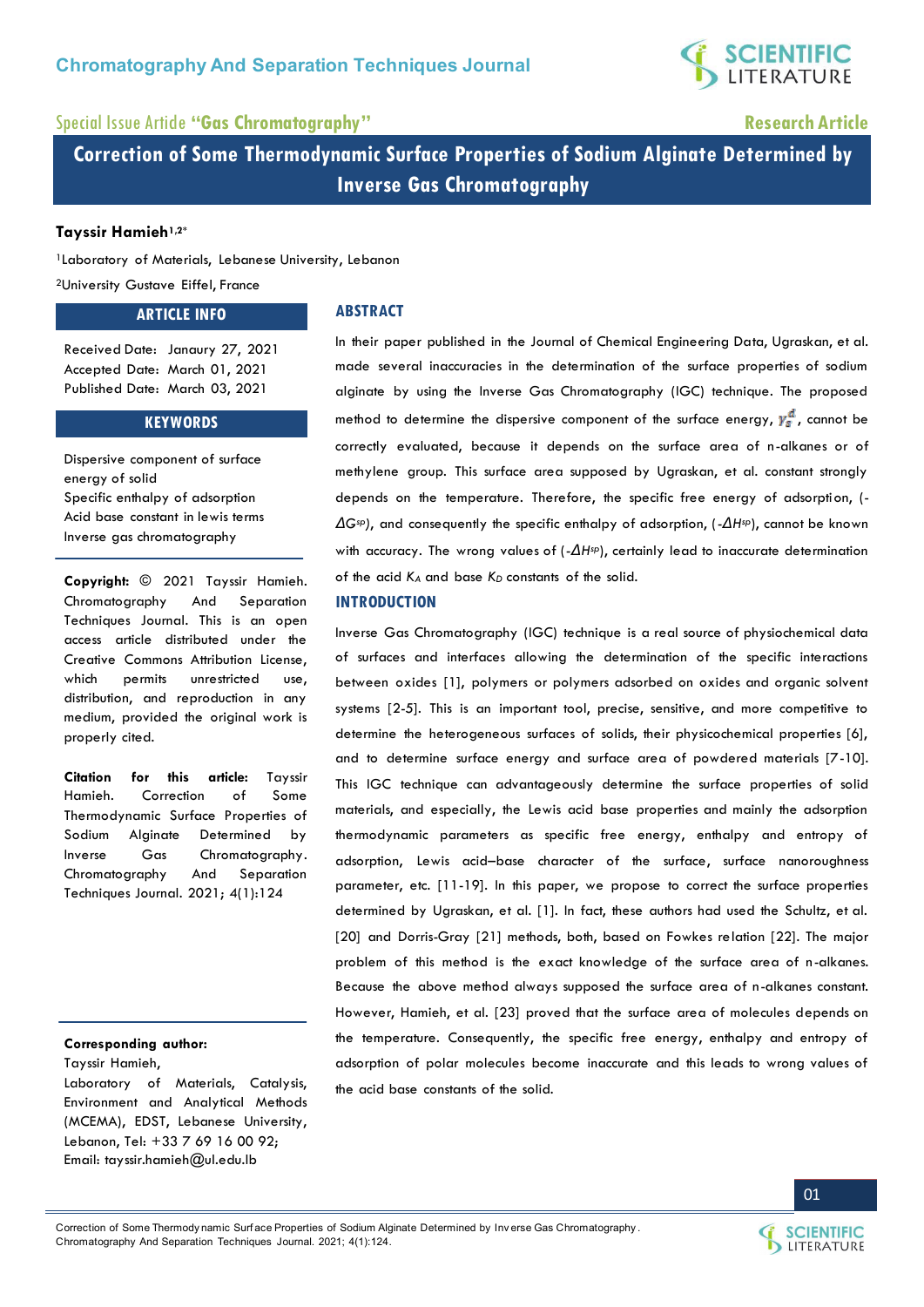Special Issue Article "Gas Chromatography"

Research Article

# Correction of Some Thermodynamic Surface Properties of Sodium Alginate Determined by Inverse Gas Chromatography

**Tayssir Hamieh[1,2]***

[1]Laboratory of Materials, Lebanese University, Lebanon

[2]University Gustave Eiffel, France

## ARTICLE INFO

Received Date: Janaury 27, 2021
Accepted Date: March 01, 2021
Published Date: March 03, 2021

## KEYWORDS

Dispersive component of surface energy of solid
Specific enthalpy of adsorption
Acid base constant in lewis terms
Inverse gas chromatography

**Copyright:** © 2021 Tayssir Hamieh. Chromatography And Separation Techniques Journal. This is an open access article distributed under the Creative Commons Attribution License, which permits unrestricted use, distribution, and reproduction in any medium, provided the original work is properly cited.

**Citation for this article:** Tayssir Hamieh. Correction of Some Thermodynamic Surface Properties of Sodium Alginate Determined by Inverse Gas Chromatography. Chromatography And Separation Techniques Journal. 2021; 4(1):124

**Corresponding author:**
Tayssir Hamieh,
Laboratory of Materials, Catalysis, Environment and Analytical Methods (MCEMA), EDST, Lebanese University, Lebanon, Tel: +33 7 69 16 00 92;
Email: tayssir.hamieh@ul.edu.lb

## ABSTRACT

In their paper published in the Journal of Chemical Engineering Data, Ugraskan, et al. made several inaccuracies in the determination of the surface properties of sodium alginate by using the Inverse Gas Chromatography (IGC) technique. The proposed method to determine the dispersive component of the surface energy, $\gamma_s^d$, cannot be correctly evaluated, because it depends on the surface area of n-alkanes or of methylene group. This surface area supposed by Ugraskan, et al. constant strongly depends on the temperature. Therefore, the specific free energy of adsorption, ($-\Delta G^{sp}$), and consequently the specific enthalpy of adsorption, ($-\Delta H^{sp}$), cannot be known with accuracy. The wrong values of ($-\Delta H^{sp}$), certainly lead to inaccurate determination of the acid $K_A$ and base $K_D$ constants of the solid.

## INTRODUCTION

Inverse Gas Chromatography (IGC) technique is a real source of physiochemical data of surfaces and interfaces allowing the determination of the specific interactions between oxides [1], polymers or polymers adsorbed on oxides and organic solvent systems [2-5]. This is an important tool, precise, sensitive, and more competitive to determine the heterogeneous surfaces of solids, their physicochemical properties [6], and to determine surface energy and surface area of powdered materials [7-10]. This IGC technique can advantageously determine the surface properties of solid materials, and especially, the Lewis acid base properties and mainly the adsorption thermodynamic parameters as specific free energy, enthalpy and entropy of adsorption, Lewis acid–base character of the surface, surface nanoroughness parameter, etc. [11-19]. In this paper, we propose to correct the surface properties determined by Ugraskan, et al. [1]. In fact, these authors had used the Schultz, et al. [20] and Dorris-Gray [21] methods, both, based on Fowkes relation [22]. The major problem of this method is the exact knowledge of the surface area of n-alkanes. Because the above method always supposed the surface area of n-alkanes constant. However, Hamieh, et al. [23] proved that the surface area of molecules depends on the temperature. Consequently, the specific free energy, enthalpy and entropy of adsorption of polar molecules become inaccurate and this leads to wrong values of the acid base constants of the solid.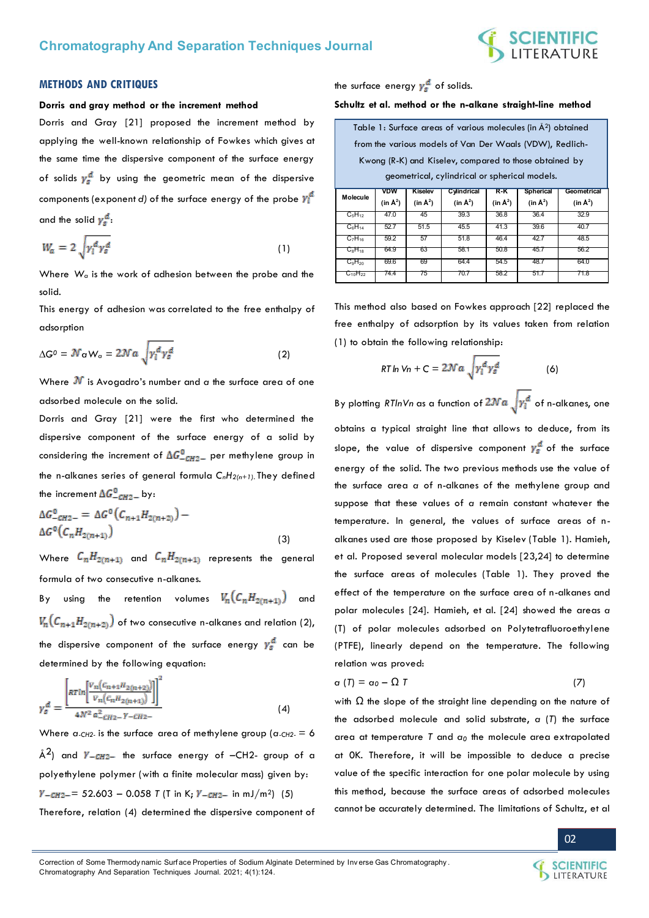## METHODS AND CRITIQUES

**Dorris and gray method or the increment method**

Dorris and Gray [21] proposed the increment method by applying the well-known relationship of Fowkes which gives at the same time the dispersive component of the surface energy of solids $\gamma_s^d$ by using the geometric mean of the dispersive components (exponent *d*) of the surface energy of the probe $\gamma_l^d$ and the solid $\gamma_s^d$:

$$W_a = 2\sqrt{\gamma_l^d \gamma_s^d} \quad (1)$$

Where $W_a$ is the work of adhesion between the probe and the solid.

This energy of adhesion was correlated to the free enthalpy of adsorption

$$\Delta G^0 = \mathcal{N} a W_a = 2\mathcal{N} a \sqrt{\gamma_l^d \gamma_s^d} \quad (2)$$

Where $\mathcal{N}$ is Avogadro's number and *a* the surface area of one adsorbed molecule on the solid.

Dorris and Gray [21] were the first who determined the dispersive component of the surface energy of a solid by considering the increment of $\Delta G^0_{-CH2-}$ per methylene group in the n-alkanes series of general formula $C_nH_{2(n+1)}$. They defined the increment $\Delta G^0_{-CH2-}$ by:

$$\Delta G^0_{-CH2-} = \Delta G^0\left(C_{n+1}H_{2(n+2)}\right) - \Delta G^0\left(C_nH_{2(n+1)}\right) \quad (3)$$

Where $C_nH_{2(n+1)}$ and $C_nH_{2(n+1)}$ represents the general formula of two consecutive n-alkanes.

By using the retention volumes $V_n\left(C_nH_{2(n+1)}\right)$ and $V_n\left(C_{n+1}H_{2(n+2)}\right)$ of two consecutive n-alkanes and relation (2), the dispersive component of the surface energy $\gamma_s^d$ can be determined by the following equation:

$$\gamma_s^d = \frac{\left[RT\ln\left[\frac{V_n\left(C_{n+1}H_{2(n+2)}\right)}{V_n\left(C_nH_{2(n+1)}\right)}\right]\right]^2}{4\mathcal{N}^2 a^2_{-CH2-}\gamma_{-CH2-}} \quad (4)$$

Where $a_{-CH2-}$ is the surface area of methylene group ($a_{-CH2-}$ = 6 Å$^2$) and $\gamma_{-CH2-}$ the surface energy of –CH2- group of a polyethylene polymer (with a finite molecular mass) given by:

$\gamma_{-CH2-}$ = 52.603 – 0.058 *T* (T in K; $\gamma_{-CH2-}$ in mJ/m$^2$) (5)

Therefore, relation (4) determined the dispersive component of the surface energy $\gamma_s^d$ of solids.

**Schultz et al. method or the n-alkane straight-line method**

Table 1: Surface areas of various molecules (in Å$^2$) obtained from the various models of Van Der Waals (VDW), Redlich-Kwong (R-K) and Kiselev, compared to those obtained by geometrical, cylindrical or spherical models.

| Molecule | VDW (in Å$^2$) | Kiselev (in Å$^2$) | Cylindrical (in Å$^2$) | R-K (in Å$^2$) | Spherical (in Å$^2$) | Geometrical (in Å$^2$) |
|---|---|---|---|---|---|---|
| $C_5H_{12}$ | 47.0 | 45 | 39.3 | 36.8 | 36.4 | 32.9 |
| $C_6H_{14}$ | 52.7 | 51.5 | 45.5 | 41.3 | 39.6 | 40.7 |
| $C_7H_{16}$ | 59.2 | 57 | 51.8 | 46.4 | 42.7 | 48.5 |
| $C_8H_{18}$ | 64.9 | 63 | 58.1 | 50.8 | 45.7 | 56.2 |
| $C_9H_{20}$ | 69.6 | 69 | 64.4 | 54.5 | 48.7 | 64.0 |
| $C_{10}H_{22}$ | 74.4 | 75 | 70.7 | 58.2 | 51.7 | 71.8 |

This method also based on Fowkes approach [22] replaced the free enthalpy of adsorption by its values taken from relation (1) to obtain the following relationship:

$$RT\ln Vn + C = 2\mathcal{N} a\sqrt{\gamma_l^d \gamma_s^d} \quad (6)$$

By plotting $RT\ln Vn$ as a function of $2\mathcal{N} a\sqrt{\gamma_l^d}$ of n-alkanes, one obtains a typical straight line that allows to deduce, from its slope, the value of dispersive component $\gamma_s^d$ of the surface energy of the solid. The two previous methods use the value of the surface area *a* of n-alkanes of the methylene group and suppose that these values of *a* remain constant whatever the temperature. In general, the values of surface areas of n-alkanes used are those proposed by Kiselev (Table 1). Hamieh, et al. Proposed several molecular models [23,24] to determine the surface areas of molecules (Table 1). They proved the effect of the temperature on the surface area of n-alkanes and polar molecules [24]. Hamieh, et al. [24] showed the areas *a* (T) of polar molecules adsorbed on Polytetrafluoroethylene (PTFE), linearly depend on the temperature. The following relation was proved:

$$a(T) = a_0 - \Omega\, T \quad (7)$$

with $\Omega$ the slope of the straight line depending on the nature of the adsorbed molecule and solid substrate, *a* (*T*) the surface area at temperature *T* and $a_0$ the molecule area extrapolated at 0K. Therefore, it will be impossible to deduce a precise value of the specific interaction for one polar molecule by using this method, because the surface areas of adsorbed molecules cannot be accurately determined. The limitations of Schultz, et al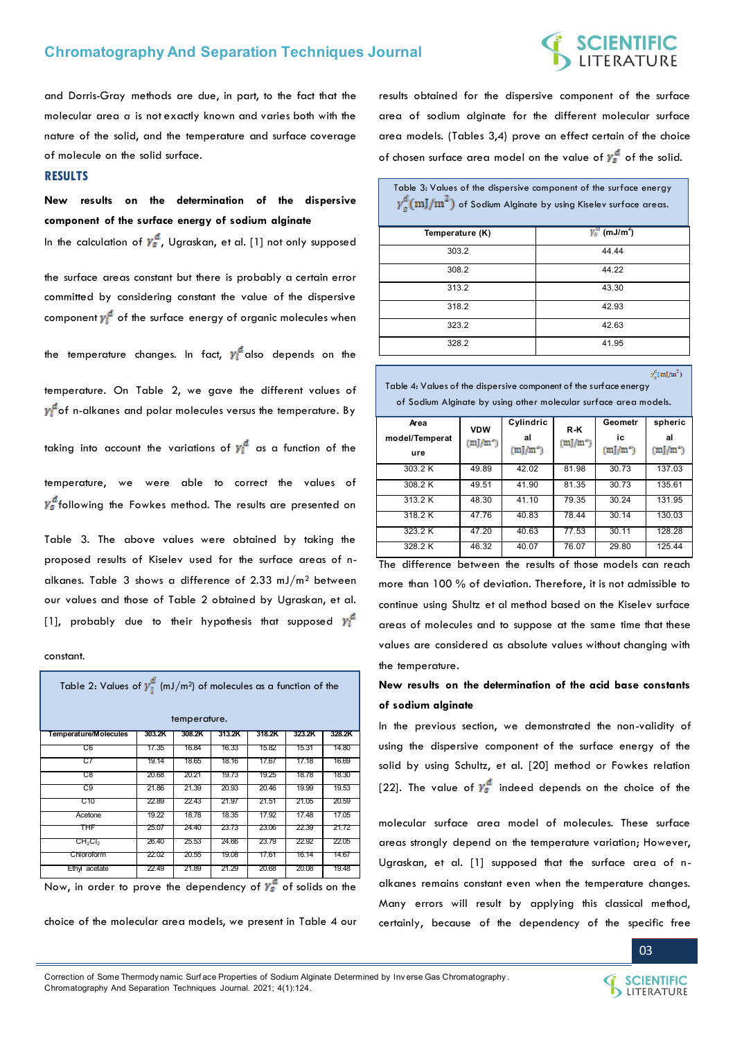and Dorris-Gray methods are due, in part, to the fact that the molecular area $a$ is not exactly known and varies both with the nature of the solid, and the temperature and surface coverage of molecule on the solid surface.

## RESULTS

**New results on the determination of the dispersive component of the surface energy of sodium alginate**

In the calculation of $\gamma_S^d$, Ugraskan, et al. [1] not only supposed the surface areas constant but there is probably a certain error committed by considering constant the value of the dispersive component $\gamma_l^d$ of the surface energy of organic molecules when the temperature changes. In fact, $\gamma_l^d$ also depends on the temperature. On Table 2, we gave the different values of $\gamma_l^d$ of n-alkanes and polar molecules versus the temperature. By taking into account the variations of $\gamma_l^d$ as a function of the temperature, we were able to correct the values of $\gamma_S^d$ following the Fowkes method. The results are presented on Table 3. The above values were obtained by taking the proposed results of Kiselev used for the surface areas of n-alkanes. Table 3 shows a difference of 2.33 mJ/m² between our values and those of Table 2 obtained by Ugraskan, et al. [1], probably due to their hypothesis that supposed $\gamma_l^d$ constant.

Table 2: Values of $\gamma_l^d$ (mJ/m²) of molecules as a function of the temperature.

| Temperature/Molecules | 303.2K | 308.2K | 313.2K | 318.2K | 323.2K | 328.2K |
|---|---|---|---|---|---|---|
| C6 | 17.35 | 16.84 | 16.33 | 15.82 | 15.31 | 14.80 |
| C7 | 19.14 | 18.65 | 18.16 | 17.67 | 17.18 | 16.69 |
| C8 | 20.68 | 20.21 | 19.73 | 19.25 | 18.78 | 18.30 |
| C9 | 21.86 | 21.39 | 20.93 | 20.46 | 19.99 | 19.53 |
| C10 | 22.89 | 22.43 | 21.97 | 21.51 | 21.05 | 20.59 |
| Acetone | 19.22 | 18.78 | 18.35 | 17.92 | 17.48 | 17.05 |
| THF | 25.07 | 24.40 | 23.73 | 23.06 | 22.39 | 21.72 |
| $CH_2Cl_2$ | 26.40 | 25.53 | 24.66 | 23.79 | 22.92 | 22.05 |
| Chloroform | 22.02 | 20.55 | 19.08 | 17.61 | 16.14 | 14.67 |
| Ethyl acetate | 22.49 | 21.89 | 21.29 | 20.68 | 20.08 | 19.48 |

Now, in order to prove the dependency of $\gamma_S^d$ of solids on the choice of the molecular area models, we present in Table 4 our results obtained for the dispersive component of the surface area of sodium alginate for the different molecular surface area models. (Tables 3,4) prove an effect certain of the choice of chosen surface area model on the value of $\gamma_S^d$ of the solid.

Table 3: Values of the dispersive component of the surface energy $\gamma_S^d(\mathrm{mJ/m^2})$ of Sodium Alginate by using Kiselev surface areas.

| Temperature (K) | $\gamma_S^d$ (mJ/m²) |
|---|---|
| 303.2 | 44.44 |
| 308.2 | 44.22 |
| 313.2 | 43.30 |
| 318.2 | 42.93 |
| 323.2 | 42.63 |
| 328.2 | 41.95 |

Table 4: Values of the dispersive component of the surface energy $\gamma_S^d(\mathrm{mJ/m^2})$ of Sodium Alginate by using other molecular surface area models.

| Area model/Temperature | VDW $(\mathrm{mJ/m^2})$ | Cylindrical $(\mathrm{mJ/m^2})$ | R-K $(\mathrm{mJ/m^2})$ | Geometric $(\mathrm{mJ/m^2})$ | spherical $(\mathrm{mJ/m^2})$ |
|---|---|---|---|---|---|
| 303.2 K | 49.89 | 42.02 | 81.98 | 30.73 | 137.03 |
| 308.2 K | 49.51 | 41.90 | 81.35 | 30.73 | 135.61 |
| 313.2 K | 48.30 | 41.10 | 79.35 | 30.24 | 131.95 |
| 318.2 K | 47.76 | 40.83 | 78.44 | 30.14 | 130.03 |
| 323.2 K | 47.20 | 40.63 | 77.53 | 30.11 | 128.28 |
| 328.2 K | 46.32 | 40.07 | 76.07 | 29.80 | 125.44 |

The difference between the results of those models can reach more than 100 % of deviation. Therefore, it is not admissible to continue using Shultz et al method based on the Kiselev surface areas of molecules and to suppose at the same time that these values are considered as absolute values without changing with the temperature.

**New results on the determination of the acid base constants of sodium alginate**

In the previous section, we demonstrated the non-validity of using the dispersive component of the surface energy of the solid by using Schultz, et al. [20] method or Fowkes relation [22]. The value of $\gamma_S^d$ indeed depends on the choice of the molecular surface area model of molecules. These surface areas strongly depend on the temperature variation; However, Ugraskan, et al. [1] supposed that the surface area of n-alkanes remains constant even when the temperature changes. Many errors will result by applying this classical method, certainly, because of the dependency of the specific free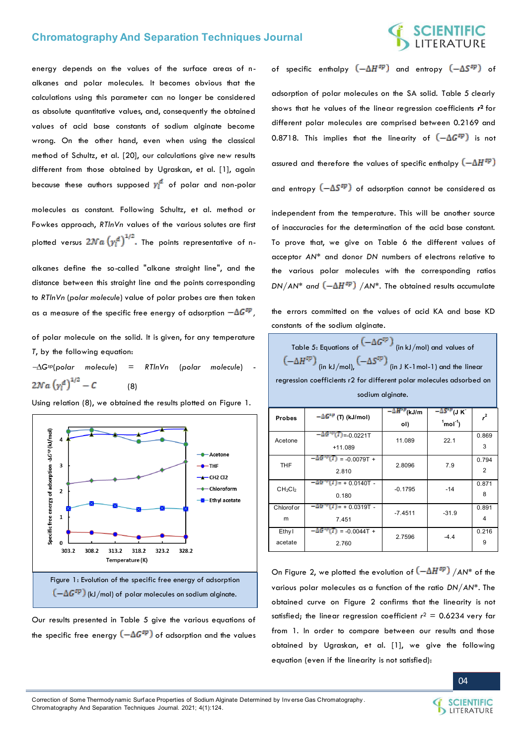energy depends on the values of the surface areas of n-alkanes and polar molecules. It becomes obvious that the calculations using this parameter can no longer be considered as absolute quantitative values, and, consequently the obtained values of acid base constants of sodium alginate become wrong. On the other hand, even when using the classical method of Schultz, et al. [20], our calculations give new results different from those obtained by Ugraskan, et al. [1], again because these authors supposed $\gamma_l^d$ of polar and non-polar molecules as constant. Following Schultz, et al. method or Fowkes approach, *RTlnVn* values of the various solutes are first plotted versus $2Na\left(\gamma_l^d\right)^{1/2}$. The points representative of n-alkanes define the so-called "alkane straight line", and the distance between this straight line and the points corresponding to *RTlnVn* (*polar molecule*) value of polar probes are then taken as a measure of the specific free energy of adsorption $-\Delta G^{sp}$, of polar molecule on the solid. It is given, for any temperature *T*, by the following equation:

$$-\Delta G^{sp}(polar\ molecule) = RTlnVn\ (polar\ molecule) - 2Na\left(\gamma_l^d\right)^{1/2} - C \qquad (8)$$

Using relation (8), we obtained the results plotted on Figure 1.

Figure 1: Evolution of the specific free energy of adsorption $(-\Delta G^{sp})$ (kJ/mol) of polar molecules on sodium alginate.

Our results presented in Table 5 give the various equations of the specific free energy $(-\Delta G^{sp})$ of adsorption and the values of specific enthalpy $(-\Delta H^{sp})$ and entropy $(-\Delta S^{sp})$ of adsorption of polar molecules on the SA solid. Table 5 clearly shows that he values of the linear regression coefficients $r^2$ for different polar molecules are comprised between 0.2169 and 0.8718. This implies that the linearity of $(-\Delta G^{sp})$ is not assured and therefore the values of specific enthalpy $(-\Delta H^{sp})$ and entropy $(-\Delta S^{sp})$ of adsorption cannot be considered as independent from the temperature. This will be another source of inaccuracies for the determination of the acid base constant. To prove that, we give on Table 6 the different values of acceptor *AN\** and donor *DN* numbers of electrons relative to the various polar molecules with the corresponding ratios *DN/AN\* and* $(-\Delta H^{sp})$ */AN\**. The obtained results accumulate the errors committed on the values of acid KA and base KD constants of the sodium alginate.

Table 5: Equations of $(-\Delta G^{sp})$ (in kJ/mol) and values of $(-\Delta H^{sp})$ (in kJ/mol), $(-\Delta S^{sp})$ (in J K-1mol-1) and the linear regression coefficients r2 for different polar molecules adsorbed on sodium alginate.

| Probes | $-\Delta G^{sp}$ (T) (kJ/mol) | $-\Delta H^{sp}$ (kJ/mol) | $-\Delta S^{sp}$ (J $K^{-1}mol^{-1}$) | $r^2$ |
|---|---|---|---|---|
| Acetone | $-\Delta G^{sp}(T)$=-0.0221T +11.089 | 11.089 | 22.1 | 0.8693 |
| THF | $-\Delta G^{sp}(T)$ = -0.0079T + 2.810 | 2.8096 | 7.9 | 0.7942 |
| $CH_2Cl_2$ | $-\Delta G^{sp}(T)$= + 0.0140T - 0.180 | -0.1795 | -14 | 0.8718 |
| Chloroform | $-\Delta G^{sp}(T)$= + 0.0319T - 7.451 | -7.4511 | -31.9 | 0.8914 |
| Ethyl acetate | $-\Delta G^{sp}(T)$ = -0.0044T + 2.760 | 2.7596 | -4.4 | 0.2169 |

On Figure 2, we plotted the evolution of $(-\Delta H^{sp})$ */AN\** of the various polar molecules as a function of the ratio *DN/AN\**. The obtained curve on Figure 2 confirms that the linearity is not satisfied; the linear regression coefficient $r^2$ = 0.6234 very far from 1. In order to compare between our results and those obtained by Ugraskan, et al. [1], we give the following equation (even if the linearity is not satisfied):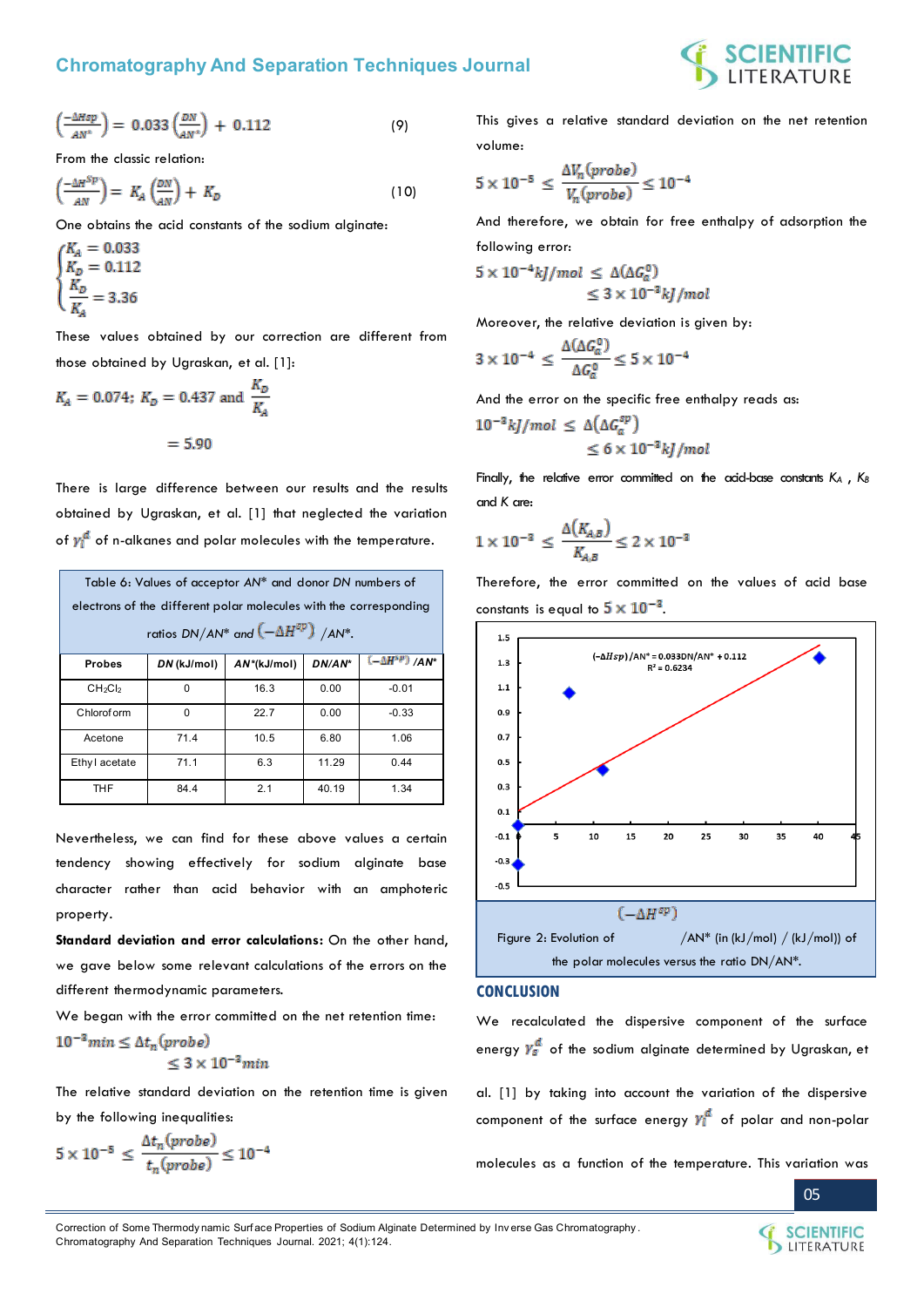$$\left(\frac{-\Delta H_{sp}}{AN^*}\right) = 0.033\left(\frac{DN}{AN^*}\right) + 0.112 \quad (9)$$

From the classic relation:

$$\left(\frac{-\Delta H^{sp}}{AN}\right) = K_A\left(\frac{DN}{AN}\right) + K_D \quad (10)$$

One obtains the acid constants of the sodium alginate:

$$\begin{cases} K_A = 0.033 \\ K_D = 0.112 \\ \dfrac{K_D}{K_A} = 3.36 \end{cases}$$

These values obtained by our correction are different from those obtained by Ugraskan, et al. [1]:

$$K_A = 0.074;\ K_D = 0.437 \text{ and } \frac{K_D}{K_A} = 5.90$$

There is large difference between our results and the results obtained by Ugraskan, et al. [1] that neglected the variation of $\gamma_l^d$ of n-alkanes and polar molecules with the temperature.

Table 6: Values of acceptor $AN^*$ and donor $DN$ numbers of electrons of the different polar molecules with the corresponding ratios $DN/AN^*$ and $\left(-\Delta H^{sp}\right)$ /$AN^*$.

| Probes | $DN$ (kJ/mol) | $AN^*$(kJ/mol) | $DN/AN^*$ | $(-\Delta H^{sp})$ /$AN^*$ |
|---|---|---|---|---|
| $CH_2Cl_2$ | 0 | 16.3 | 0.00 | -0.01 |
| Chloroform | 0 | 22.7 | 0.00 | -0.33 |
| Acetone | 71.4 | 10.5 | 6.80 | 1.06 |
| Ethyl acetate | 71.1 | 6.3 | 11.29 | 0.44 |
| THF | 84.4 | 2.1 | 40.19 | 1.34 |

Nevertheless, we can find for these above values a certain tendency showing effectively for sodium alginate base character rather than acid behavior with an amphoteric property.

**Standard deviation and error calculations:** On the other hand, we gave below some relevant calculations of the errors on the different thermodynamic parameters.

We began with the error committed on the net retention time:

$$10^{-3} min \le \Delta t_n(probe) \le 3 \times 10^{-3} min$$

The relative standard deviation on the retention time is given by the following inequalities:

$$5 \times 10^{-5} \le \frac{\Delta t_n(probe)}{t_n(probe)} \le 10^{-4}$$

This gives a relative standard deviation on the net retention volume:

$$5 \times 10^{-5} \le \frac{\Delta V_n(probe)}{V_n(probe)} \le 10^{-4}$$

And therefore, we obtain for free enthalpy of adsorption the following error:

$$5 \times 10^{-4} kJ/mol \le \Delta(\Delta G_a^0) \le 3 \times 10^{-3} kJ/mol$$

Moreover, the relative deviation is given by:

$$3 \times 10^{-4} \le \frac{\Delta(\Delta G_a^0)}{\Delta G_a^0} \le 5 \times 10^{-4}$$

And the error on the specific free enthalpy reads as:

$$10^{-3} kJ/mol \le \Delta(\Delta G_a^{sp}) \le 6 \times 10^{-3} kJ/mol$$

Finally, the relative error committed on the acid-base constants $K_A$ , $K_B$ and $K$ are:

$$1 \times 10^{-3} \le \frac{\Delta(K_{A,B})}{K_{A,B}} \le 2 \times 10^{-3}$$

Therefore, the error committed on the values of acid base constants is equal to $5 \times 10^{-3}$.

Figure 2: Evolution of $(-\Delta H^{sp})$ /$AN^*$ (in (kJ/mol) / (kJ/mol)) of the polar molecules versus the ratio $DN/AN^*$.

## CONCLUSION

We recalculated the dispersive component of the surface energy $\gamma_s^d$ of the sodium alginate determined by Ugraskan, et al. [1] by taking into account the variation of the dispersive component of the surface energy $\gamma_l^d$ of polar and non-polar molecules as a function of the temperature. This variation was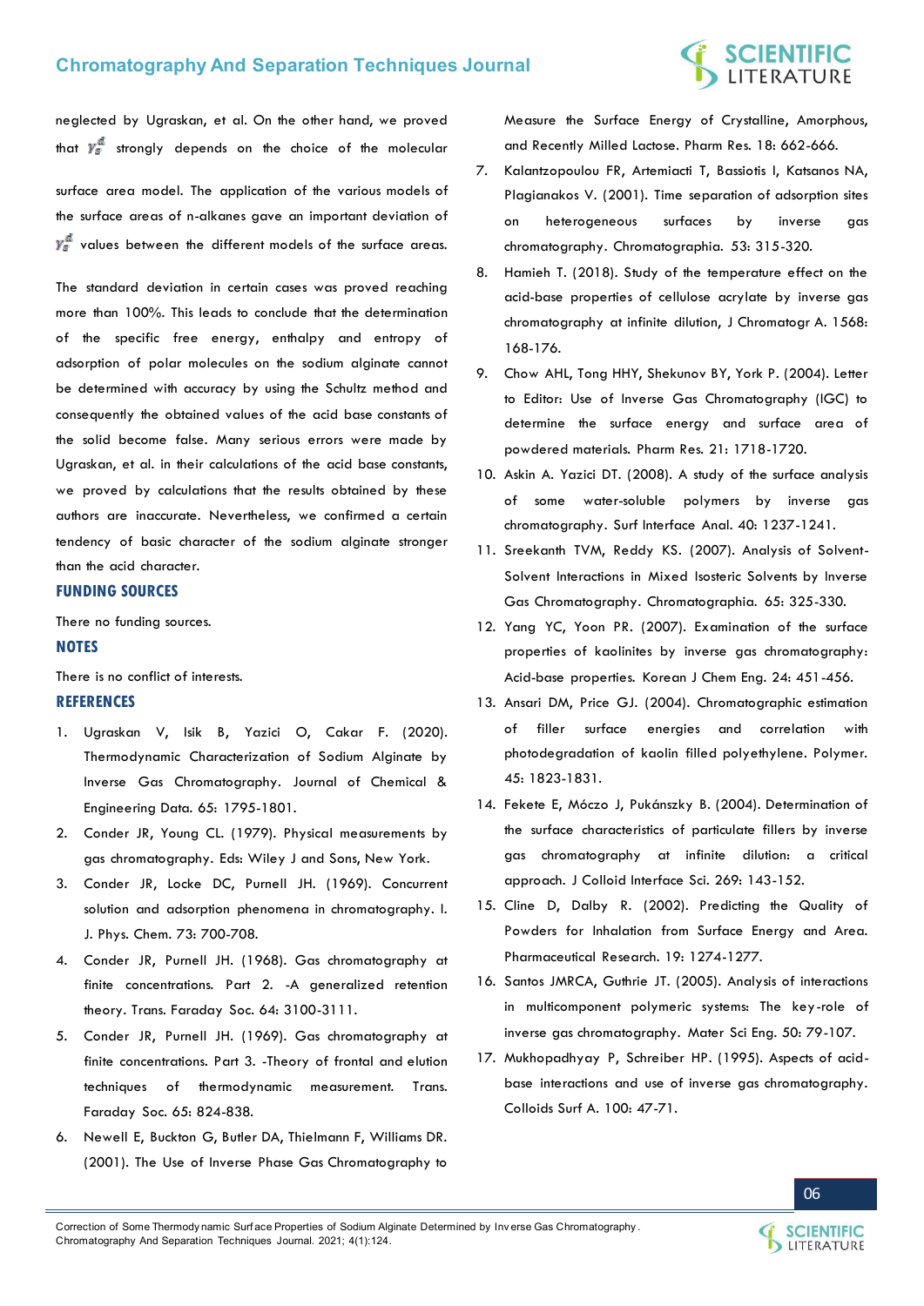neglected by Ugraskan, et al. On the other hand, we proved that $\gamma_s^d$ strongly depends on the choice of the molecular surface area model. The application of the various models of the surface areas of n-alkanes gave an important deviation of $\gamma_s^d$ values between the different models of the surface areas. The standard deviation in certain cases was proved reaching more than 100%. This leads to conclude that the determination of the specific free energy, enthalpy and entropy of adsorption of polar molecules on the sodium alginate cannot be determined with accuracy by using the Schultz method and consequently the obtained values of the acid base constants of the solid become false. Many serious errors were made by Ugraskan, et al. in their calculations of the acid base constants, we proved by calculations that the results obtained by these authors are inaccurate. Nevertheless, we confirmed a certain tendency of basic character of the sodium alginate stronger than the acid character.

## FUNDING SOURCES

There no funding sources.

## NOTES

There is no conflict of interests.

## REFERENCES

1. Ugraskan V, Isik B, Yazici O, Cakar F. (2020). Thermodynamic Characterization of Sodium Alginate by Inverse Gas Chromatography. Journal of Chemical & Engineering Data. 65: 1795-1801.
2. Conder JR, Young CL. (1979). Physical measurements by gas chromatography. Eds: Wiley J and Sons, New York.
3. Conder JR, Locke DC, Purnell JH. (1969). Concurrent solution and adsorption phenomena in chromatography. I. J. Phys. Chem. 73: 700-708.
4. Conder JR, Purnell JH. (1968). Gas chromatography at finite concentrations. Part 2. -A generalized retention theory. Trans. Faraday Soc. 64: 3100-3111.
5. Conder JR, Purnell JH. (1969). Gas chromatography at finite concentrations. Part 3. -Theory of frontal and elution techniques of thermodynamic measurement. Trans. Faraday Soc. 65: 824-838.
6. Newell E, Buckton G, Butler DA, Thielmann F, Williams DR. (2001). The Use of Inverse Phase Gas Chromatography to Measure the Surface Energy of Crystalline, Amorphous, and Recently Milled Lactose. Pharm Res. 18: 662-666.
7. Kalantzopoulou FR, Artemiacti T, Bassiotis I, Katsanos NA, Plagianakos V. (2001). Time separation of adsorption sites on heterogeneous surfaces by inverse gas chromatography. Chromatographia. 53: 315-320.
8. Hamieh T. (2018). Study of the temperature effect on the acid-base properties of cellulose acrylate by inverse gas chromatography at infinite dilution, J Chromatogr A. 1568: 168-176.
9. Chow AHL, Tong HHY, Shekunov BY, York P. (2004). Letter to Editor: Use of Inverse Gas Chromatography (IGC) to determine the surface energy and surface area of powdered materials. Pharm Res. 21: 1718-1720.
10. Askin A. Yazici DT. (2008). A study of the surface analysis of some water-soluble polymers by inverse gas chromatography. Surf Interface Anal. 40: 1237-1241.
11. Sreekanth TVM, Reddy KS. (2007). Analysis of Solvent-Solvent Interactions in Mixed Isosteric Solvents by Inverse Gas Chromatography. Chromatographia. 65: 325-330.
12. Yang YC, Yoon PR. (2007). Examination of the surface properties of kaolinites by inverse gas chromatography: Acid-base properties. Korean J Chem Eng. 24: 451-456.
13. Ansari DM, Price GJ. (2004). Chromatographic estimation of filler surface energies and correlation with photodegradation of kaolin filled polyethylene. Polymer. 45: 1823-1831.
14. Fekete E, Móczo J, Pukánszky B. (2004). Determination of the surface characteristics of particulate fillers by inverse gas chromatography at infinite dilution: a critical approach. J Colloid Interface Sci. 269: 143-152.
15. Cline D, Dalby R. (2002). Predicting the Quality of Powders for Inhalation from Surface Energy and Area. Pharmaceutical Research. 19: 1274-1277.
16. Santos JMRCA, Guthrie JT. (2005). Analysis of interactions in multicomponent polymeric systems: The key-role of inverse gas chromatography. Mater Sci Eng. 50: 79-107.
17. Mukhopadhyay P, Schreiber HP. (1995). Aspects of acid-base interactions and use of inverse gas chromatography. Colloids Surf A. 100: 47-71.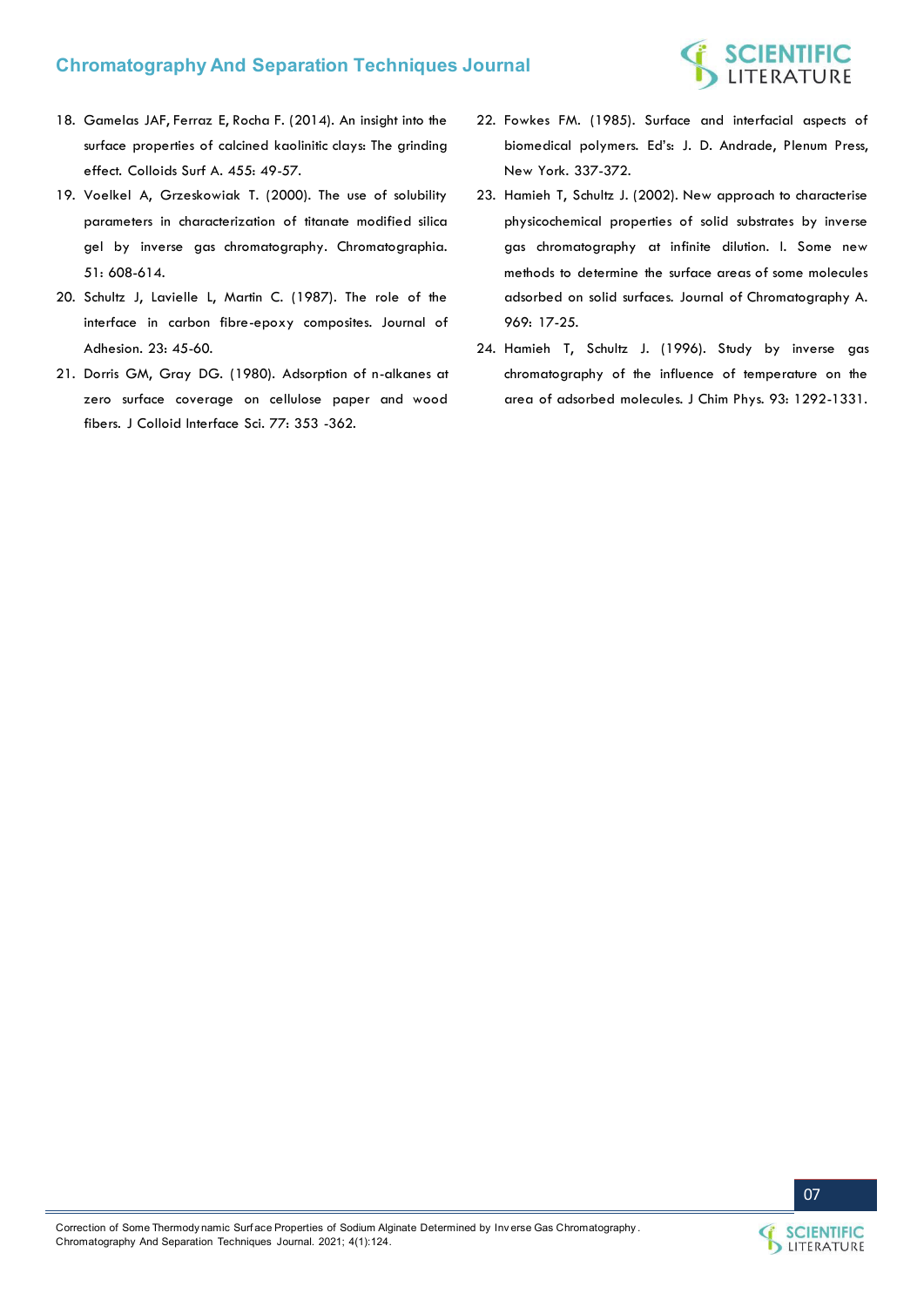18. Gamelas JAF, Ferraz E, Rocha F. (2014). An insight into the surface properties of calcined kaolinitic clays: The grinding effect. Colloids Surf A. 455: 49-57.
19. Voelkel A, Grzeskowiak T. (2000). The use of solubility parameters in characterization of titanate modified silica gel by inverse gas chromatography. Chromatographia. 51: 608-614.
20. Schultz J, Lavielle L, Martin C. (1987). The role of the interface in carbon fibre-epoxy composites. Journal of Adhesion. 23: 45-60.
21. Dorris GM, Gray DG. (1980). Adsorption of n-alkanes at zero surface coverage on cellulose paper and wood fibers. J Colloid Interface Sci. 77: 353 -362.
22. Fowkes FM. (1985). Surface and interfacial aspects of biomedical polymers. Ed's: J. D. Andrade, Plenum Press, New York. 337-372.
23. Hamieh T, Schultz J. (2002). New approach to characterise physicochemical properties of solid substrates by inverse gas chromatography at infinite dilution. I. Some new methods to determine the surface areas of some molecules adsorbed on solid surfaces. Journal of Chromatography A. 969: 17-25.
24. Hamieh T, Schultz J. (1996). Study by inverse gas chromatography of the influence of temperature on the area of adsorbed molecules. J Chim Phys. 93: 1292-1331.